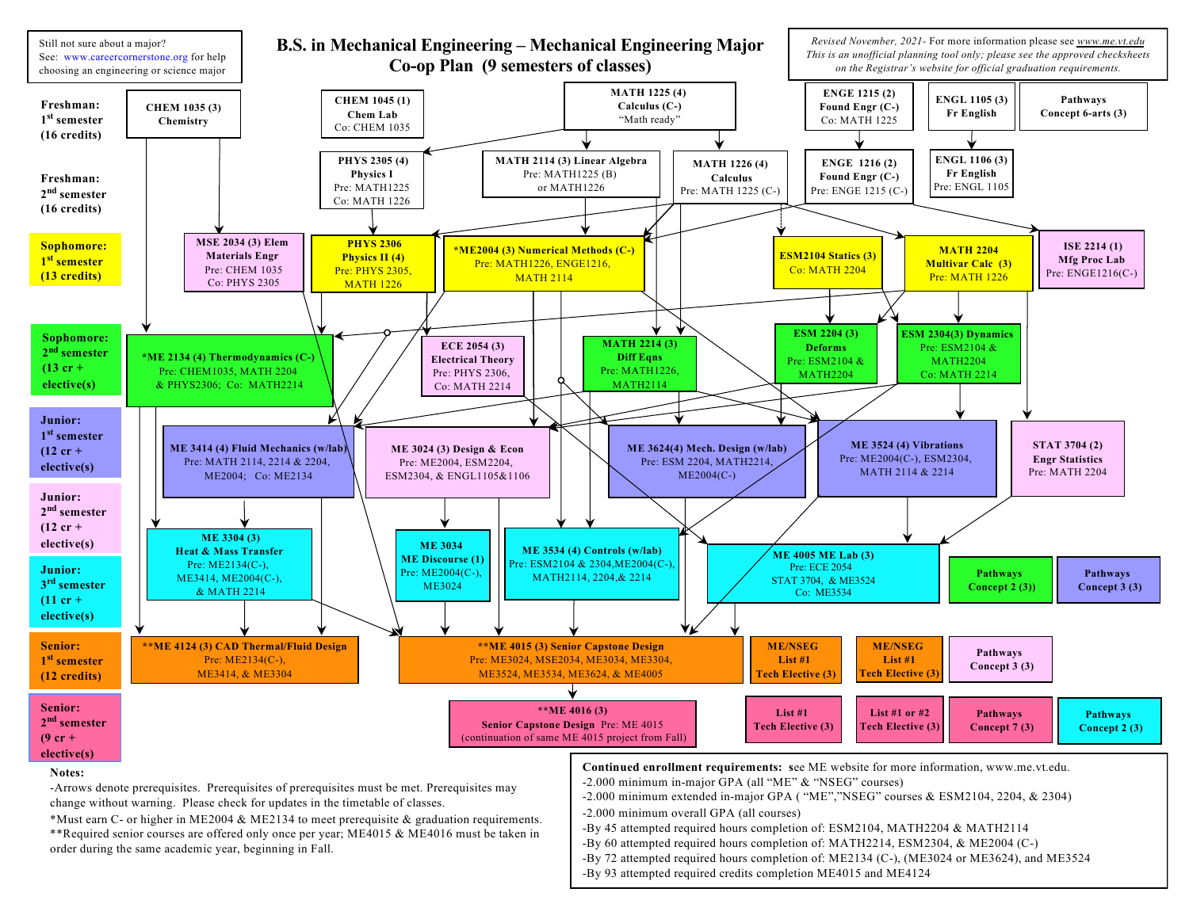Still not sure about a major? See: www.careercornerstone.org for help choosing an engineering or science major

# B.S. in Mechanical Engineering – Mechanical Engineering Major Co-op Plan (9 semesters of classes)

*Revised November, 2021- For more information please see www.me.vt.edu*
*This is an unofficial planning tool only; please see the approved checksheets on the Registrar's website for official graduation requirements.*

**Freshman: 1st semester (16 credits)**
- **CHEM 1035 (3)** Chemistry
- **CHEM 1045 (1)** Chem Lab — Co: CHEM 1035
- **MATH 1225 (4)** Calculus (C-) — "Math ready"
- **ENGE 1215 (2)** Found Engr (C-) — Co: MATH 1225
- **ENGL 1105 (3)** Fr English
- **Pathways Concept 6-arts (3)**

**Freshman: 2nd semester (16 credits)**
- **PHYS 2305 (4)** Physics I — Pre: MATH1225, Co: MATH 1226
- **MATH 2114 (3)** Linear Algebra — Pre: MATH1225 (B) or MATH1226
- **MATH 1226 (4)** Calculus — Pre: MATH 1225 (C-)
- **ENGE 1216 (2)** Found Engr (C-) — Pre: ENGE 1215 (C-)
- **ENGL 1106 (3)** Fr English — Pre: ENGL 1105

**Sophomore: 1st semester (13 credits)**
- **MSE 2034 (3)** Elem Materials Engr — Pre: CHEM 1035, Co: PHYS 2305
- **PHYS 2306** Physics II (4) — Pre: PHYS 2305, MATH 1226
- ***ME2004 (3)** Numerical Methods (C-) — Pre: MATH1226, ENGE1216, MATH 2114
- **ESM2104** Statics (3) — Co: MATH 2204
- **MATH 2204** Multivar Calc (3) — Pre: MATH 1226
- **ISE 2214 (1)** Mfg Proc Lab — Pre: ENGE1216(C-)

**Sophomore: 2nd semester (13 cr + elective(s))**
- ***ME 2134 (4)** Thermodynamics (C-) — Pre: CHEM1035, MATH 2204 & PHYS2306; Co: MATH2214
- **ECE 2054 (3)** Electrical Theory — Pre: PHYS 2306, Co: MATH 2214
- **MATH 2214 (3)** Diff Eqns — Pre: MATH1226, MATH2114
- **ESM 2204 (3)** Deforms — Pre: ESM2104 & MATH2204
- **ESM 2304(3)** Dynamics — Pre: ESM2104 & MATH2204, Co: MATH 2214

**Junior: 1st semester (12 cr + elective(s))**
- **ME 3414 (4)** Fluid Mechanics (w/lab) — Pre: MATH 2114, 2214 & 2204, ME2004; Co: ME2134
- **ME 3024 (3)** Design & Econ — Pre: ME2004, ESM2204, ESM2304, & ENGL1105&1106
- **ME 3624(4)** Mech. Design (w/lab) — Pre: ESM 2204, MATH2214, ME2004(C-)
- **ME 3524 (4)** Vibrations — Pre: ME2004(C-), ESM2304, MATH 2114 & 2214
- **STAT 3704 (2)** Engr Statistics — Pre: MATH 2204

**Junior: 2nd semester (12 cr + elective(s))**

**Junior: 3rd semester (11 cr + elective(s))**
- **ME 3304 (3)** Heat & Mass Transfer — Pre: ME2134(C-), ME3414, ME2004(C-), & MATH 2214
- **ME 3034** ME Discourse (1) — Pre: ME2004(C-), ME3024
- **ME 3534 (4)** Controls (w/lab) — Pre: ESM2104 & 2304, ME2004(C-), MATH2114, 2204, & 2214
- **ME 4005** ME Lab (3) — Pre: ECE 2054, STAT 3704, & ME3524, Co: ME3534
- **Pathways Concept 2 (3)**
- **Pathways Concept 3 (3)**

**Senior: 1st semester (12 credits)**
- ****ME 4124 (3)** CAD Thermal/Fluid Design — Pre: ME2134(C-), ME3414, & ME3304
- ****ME 4015 (3)** Senior Capstone Design — Pre: ME3024, MSE2034, ME3034, ME3304, ME3524, ME3534, ME3624, & ME4005
- **ME/NSEG List #1 Tech Elective (3)**
- **ME/NSEG List #1 Tech Elective (3)**
- **Pathways Concept 3 (3)**

**Senior: 2nd semester (9 cr + elective(s))**
- ****ME 4016 (3)** Senior Capstone Design — Pre: ME 4015 (continuation of same ME 4015 project from Fall)
- **List #1 Tech Elective (3)**
- **List #1 or #2 Tech Elective (3)**
- **Pathways Concept 7 (3)**
- **Pathways Concept 2 (3)**

**Notes:**

-Arrows denote prerequisites. Prerequisites of prerequisites must be met. Prerequisites may change without warning. Please check for updates in the timetable of classes.

*Must earn C- or higher in ME2004 & ME2134 to meet prerequisite & graduation requirements.

**Required senior courses are offered only once per year; ME4015 & ME4016 must be taken in order during the same academic year, beginning in Fall.

**Continued enrollment requirements:** see ME website for more information, www.me.vt.edu.
- -2.000 minimum in-major GPA (all "ME" & "NSEG" courses)
- -2.000 minimum extended in-major GPA ( "ME","NSEG" courses & ESM2104, 2204, & 2304)
- -2.000 minimum overall GPA (all courses)
- -By 45 attempted required hours completion of: ESM2104, MATH2204 & MATH2114
- -By 60 attempted required hours completion of: MATH2214, ESM2304, & ME2004 (C-)
- -By 72 attempted required hours completion of: ME2134 (C-), (ME3024 or ME3624), and ME3524
- -By 93 attempted required credits completion ME4015 and ME4124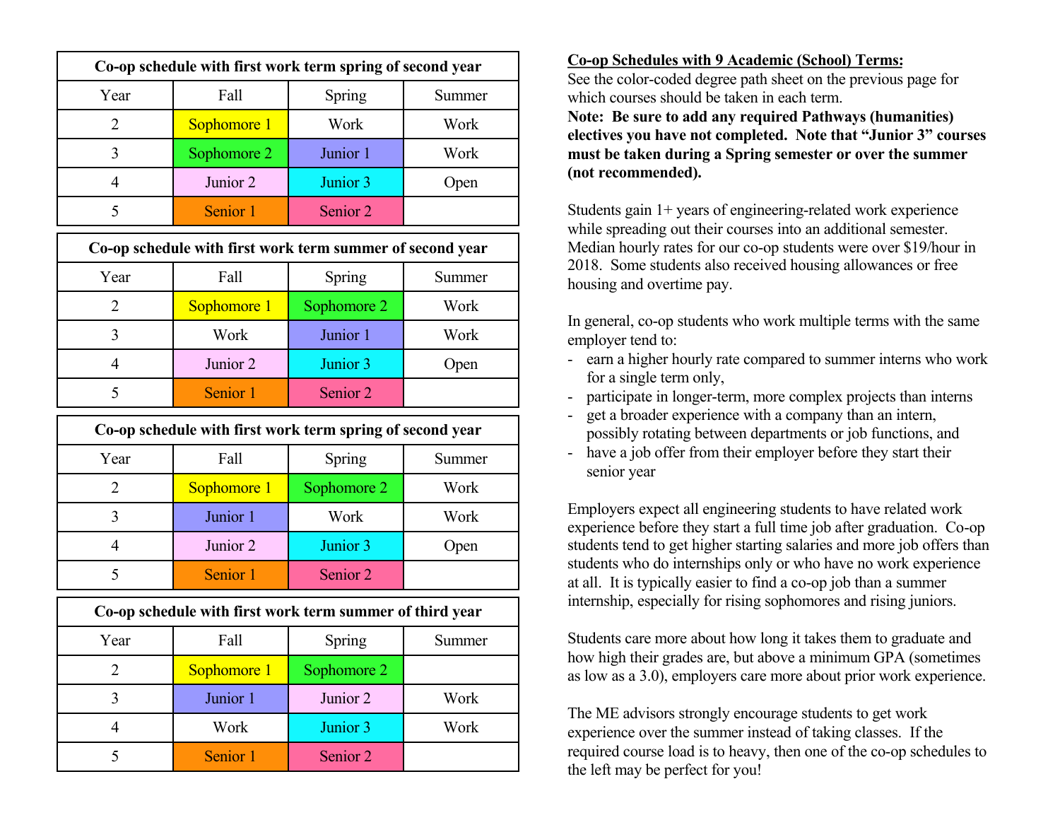| Co-op schedule with first work term spring of second year | | | |
|---|---|---|---|
| Year | Fall | Spring | Summer |
| 2 | Sophomore 1 | Work | Work |
| 3 | Sophomore 2 | Junior 1 | Work |
| 4 | Junior 2 | Junior 3 | Open |
| 5 | Senior 1 | Senior 2 | |

| Co-op schedule with first work term summer of second year | | | |
|---|---|---|---|
| Year | Fall | Spring | Summer |
| 2 | Sophomore 1 | Sophomore 2 | Work |
| 3 | Work | Junior 1 | Work |
| 4 | Junior 2 | Junior 3 | Open |
| 5 | Senior 1 | Senior 2 | |

| Co-op schedule with first work term spring of second year | | | |
|---|---|---|---|
| Year | Fall | Spring | Summer |
| 2 | Sophomore 1 | Sophomore 2 | Work |
| 3 | Junior 1 | Work | Work |
| 4 | Junior 2 | Junior 3 | Open |
| 5 | Senior 1 | Senior 2 | |

| Co-op schedule with first work term summer of third year | | | |
|---|---|---|---|
| Year | Fall | Spring | Summer |
| 2 | Sophomore 1 | Sophomore 2 | |
| 3 | Junior 1 | Junior 2 | Work |
| 4 | Work | Junior 3 | Work |
| 5 | Senior 1 | Senior 2 | |

**Co-op Schedules with 9 Academic (School) Terms:**

See the color-coded degree path sheet on the previous page for which courses should be taken in each term.

**Note: Be sure to add any required Pathways (humanities) electives you have not completed. Note that "Junior 3" courses must be taken during a Spring semester or over the summer (not recommended).**

Students gain 1+ years of engineering-related work experience while spreading out their courses into an additional semester. Median hourly rates for our co-op students were over $19/hour in 2018. Some students also received housing allowances or free housing and overtime pay.

In general, co-op students who work multiple terms with the same employer tend to:

- earn a higher hourly rate compared to summer interns who work for a single term only,
- participate in longer-term, more complex projects than interns
- get a broader experience with a company than an intern, possibly rotating between departments or job functions, and
- have a job offer from their employer before they start their senior year

Employers expect all engineering students to have related work experience before they start a full time job after graduation. Co-op students tend to get higher starting salaries and more job offers than students who do internships only or who have no work experience at all. It is typically easier to find a co-op job than a summer internship, especially for rising sophomores and rising juniors.

Students care more about how long it takes them to graduate and how high their grades are, but above a minimum GPA (sometimes as low as a 3.0), employers care more about prior work experience.

The ME advisors strongly encourage students to get work experience over the summer instead of taking classes. If the required course load is to heavy, then one of the co-op schedules to the left may be perfect for you!